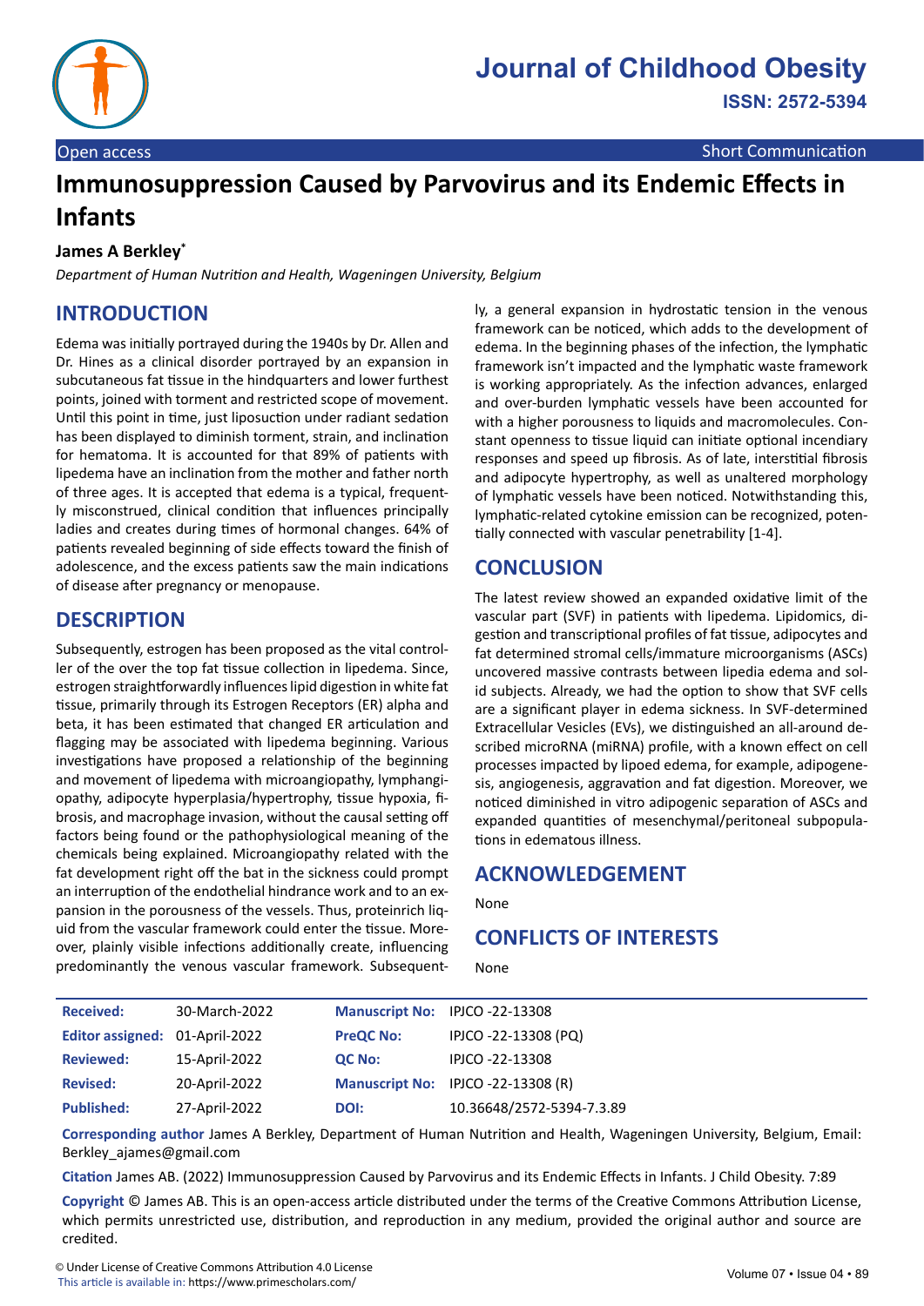Journal of Childhood Obesity

ISSN: 2572-5394

Open access | Short Communication

# Immunosuppression Caused by Parvovirus and its Endemic Effects in Infants

**James A Berkley***

*Department of Human Nutrition and Health, Wageningen University, Belgium*

## INTRODUCTION

Edema was initially portrayed during the 1940s by Dr. Allen and Dr. Hines as a clinical disorder portrayed by an expansion in subcutaneous fat tissue in the hindquarters and lower furthest points, joined with torment and restricted scope of movement. Until this point in time, just liposuction under radiant sedation has been displayed to diminish torment, strain, and inclination for hematoma. It is accounted for that 89% of patients with lipedema have an inclination from the mother and father north of three ages. It is accepted that edema is a typical, frequently misconstrued, clinical condition that influences principally ladies and creates during times of hormonal changes. 64% of patients revealed beginning of side effects toward the finish of adolescence, and the excess patients saw the main indications of disease after pregnancy or menopause.

## DESCRIPTION

Subsequently, estrogen has been proposed as the vital controller of the over the top fat tissue collection in lipedema. Since, estrogen straightforwardly influences lipid digestion in white fat tissue, primarily through its Estrogen Receptors (ER) alpha and beta, it has been estimated that changed ER articulation and flagging may be associated with lipedema beginning. Various investigations have proposed a relationship of the beginning and movement of lipedema with microangiopathy, lymphangiopathy, adipocyte hyperplasia/hypertrophy, tissue hypoxia, fibrosis, and macrophage invasion, without the causal setting off factors being found or the pathophysiological meaning of the chemicals being explained. Microangiopathy related with the fat development right off the bat in the sickness could prompt an interruption of the endothelial hindrance work and to an expansion in the porousness of the vessels. Thus, proteinrich liquid from the vascular framework could enter the tissue. Moreover, plainly visible infections additionally create, influencing predominantly the venous vascular framework. Subsequently, a general expansion in hydrostatic tension in the venous framework can be noticed, which adds to the development of edema. In the beginning phases of the infection, the lymphatic framework isn't impacted and the lymphatic waste framework is working appropriately. As the infection advances, enlarged and over-burden lymphatic vessels have been accounted for with a higher porousness to liquids and macromolecules. Constant openness to tissue liquid can initiate optional incendiary responses and speed up fibrosis. As of late, interstitial fibrosis and adipocyte hypertrophy, as well as unaltered morphology of lymphatic vessels have been noticed. Notwithstanding this, lymphatic-related cytokine emission can be recognized, potentially connected with vascular penetrability [1-4].

## CONCLUSION

The latest review showed an expanded oxidative limit of the vascular part (SVF) in patients with lipedema. Lipidomics, digestion and transcriptional profiles of fat tissue, adipocytes and fat determined stromal cells/immature microorganisms (ASCs) uncovered massive contrasts between lipedia edema and solid subjects. Already, we had the option to show that SVF cells are a significant player in edema sickness. In SVF-determined Extracellular Vesicles (EVs), we distinguished an all-around described microRNA (miRNA) profile, with a known effect on cell processes impacted by lipoed edema, for example, adipogenesis, angiogenesis, aggravation and fat digestion. Moreover, we noticed diminished in vitro adipogenic separation of ASCs and expanded quantities of mesenchymal/peritoneal subpopulations in edematous illness.

## ACKNOWLEDGEMENT

None

## CONFLICTS OF INTERESTS

None

| | | | |
|---|---|---|---|
| **Received:** | 30-March-2022 | **Manuscript No:** | IPJCO -22-13308 |
| **Editor assigned:** | 01-April-2022 | **PreQC No:** | IPJCO -22-13308 (PQ) |
| **Reviewed:** | 15-April-2022 | **QC No:** | IPJCO -22-13308 |
| **Revised:** | 20-April-2022 | **Manuscript No:** | IPJCO -22-13308 (R) |
| **Published:** | 27-April-2022 | **DOI:** | 10.36648/2572-5394-7.3.89 |

**Corresponding author** James A Berkley, Department of Human Nutrition and Health, Wageningen University, Belgium, Email: Berkley_ajames@gmail.com

**Citation** James AB. (2022) Immunosuppression Caused by Parvovirus and its Endemic Effects in Infants. J Child Obesity. 7:89

**Copyright** © James AB. This is an open-access article distributed under the terms of the Creative Commons Attribution License, which permits unrestricted use, distribution, and reproduction in any medium, provided the original author and source are credited.

© Under License of Creative Commons Attribution 4.0 License
This article is available in: https://www.primescholars.com/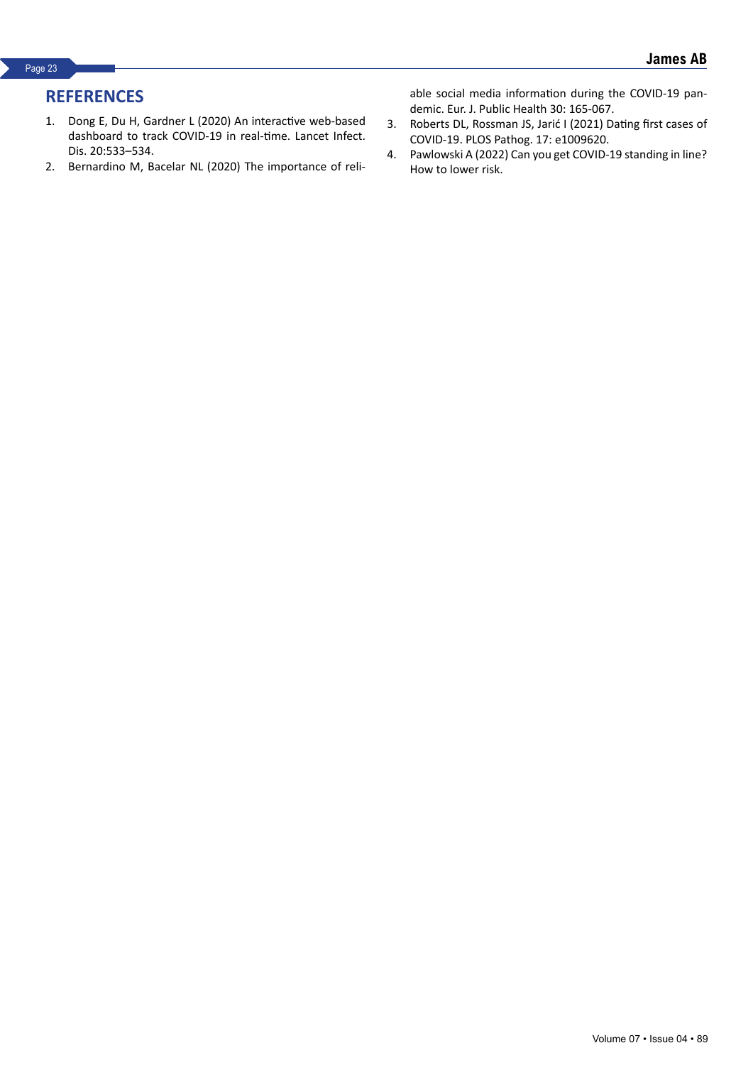## REFERENCES

1. Dong E, Du H, Gardner L (2020) An interactive web-based dashboard to track COVID-19 in real-time. Lancet Infect. Dis. 20:533–534.
2. Bernardino M, Bacelar NL (2020) The importance of reliable social media information during the COVID-19 pandemic. Eur. J. Public Health 30: 165-067.
3. Roberts DL, Rossman JS, Jarić I (2021) Dating first cases of COVID-19. PLOS Pathog. 17: e1009620.
4. Pawlowski A (2022) Can you get COVID-19 standing in line? How to lower risk.